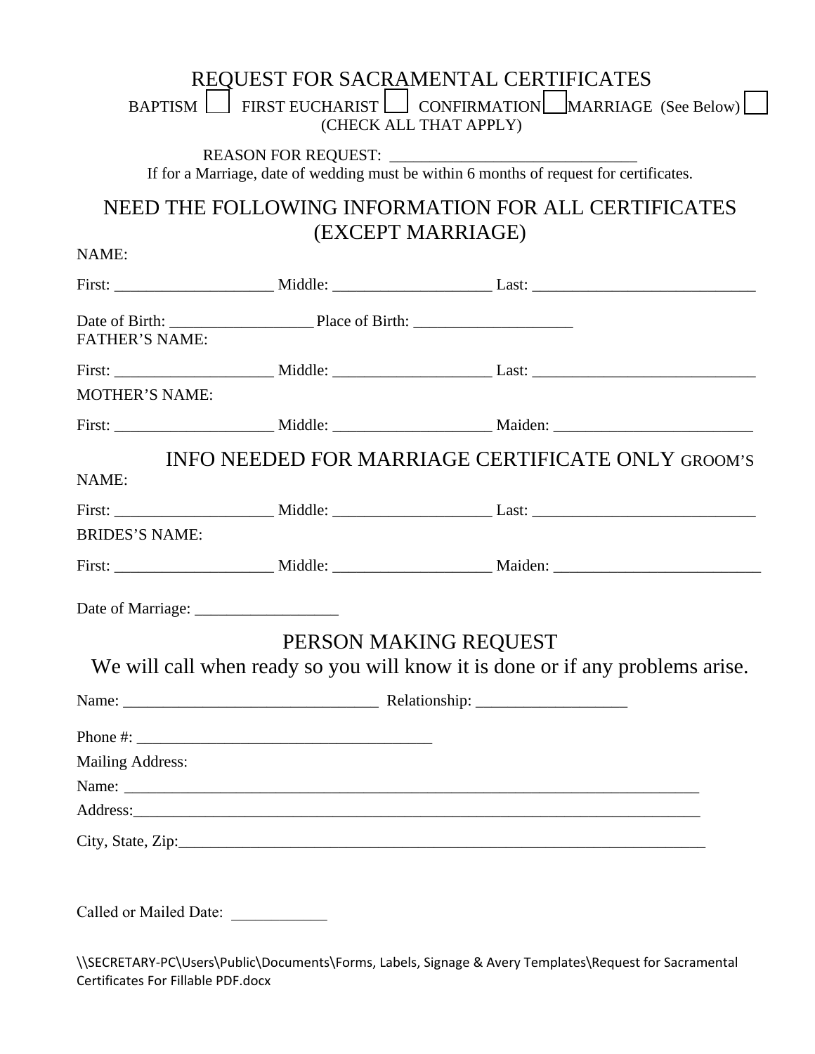# REQUEST FOR SACRAMENTAL CERTIFICATES

BAPTISM ☐ FIRST EUCHARIST ☐ CONFIRMATION ☐ MARRIAGE (See Below) ☐
(CHECK ALL THAT APPLY)

REASON FOR REQUEST: ______________________________
If for a Marriage, date of wedding must be within 6 months of request for certificates.

## NEED THE FOLLOWING INFORMATION FOR ALL CERTIFICATES (EXCEPT MARRIAGE)

NAME:

First: ____________________ Middle: ____________________ Last: ____________________________

Date of Birth: _________________ Place of Birth: ___________________

FATHER'S NAME:

First: ____________________ Middle: ____________________ Last: ____________________________

MOTHER'S NAME:

First: ____________________ Middle: ____________________ Maiden: ________________________

## INFO NEEDED FOR MARRIAGE CERTIFICATE ONLY

GROOM'S NAME:

First: ____________________ Middle: ____________________ Last: ____________________________

BRIDES'S NAME:

First: ____________________ Middle: ____________________ Maiden: __________________________

Date of Marriage: _________________

## PERSON MAKING REQUEST

We will call when ready so you will know it is done or if any problems arise.

Name: _______________________________ Relationship: __________________

Phone #: ____________________________________

Mailing Address:

Name: ___________________________________________________________________________

Address:_________________________________________________________________________

City, State, Zip:_________________________________________________________________

Called or Mailed Date: ___________

\\SECRETARY-PC\Users\Public\Documents\Forms, Labels, Signage & Avery Templates\Request for Sacramental Certificates For Fillable PDF.docx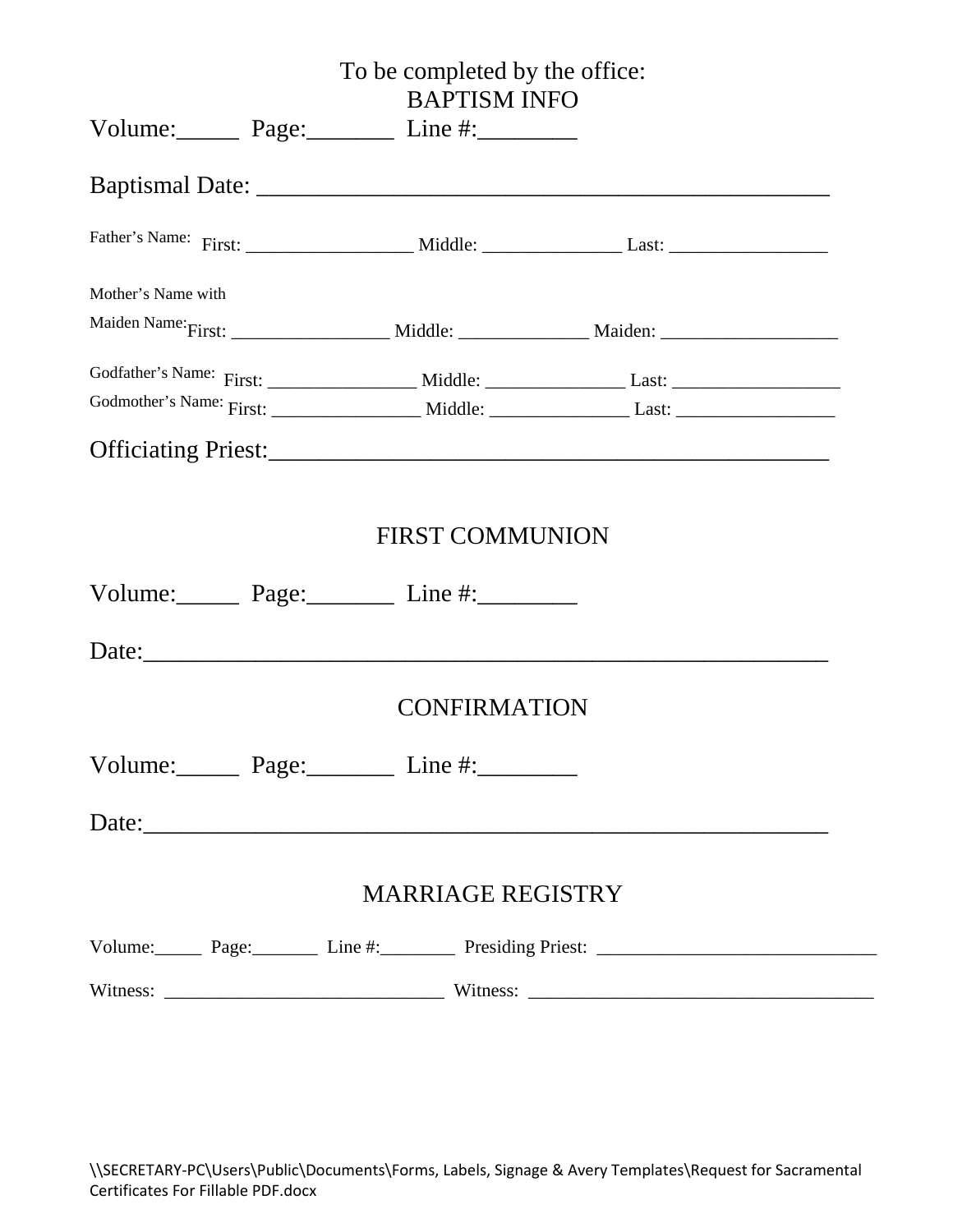To be completed by the office:

## BAPTISM INFO

Volume:_____ Page:_______ Line #:________

Baptismal Date: _______________________________________________

Father's Name: First: __________________ Middle: _______________ Last: _________________

Mother's Name with Maiden Name: First: _________________ Middle: ______________ Maiden: ___________________

Godfather's Name: First: ________________ Middle: _______________ Last: __________________

Godmother's Name: First: ________________ Middle: _______________ Last: _________________

Officiating Priest:_______________________________________________

## FIRST COMMUNION

Volume:_____ Page:_______ Line #:________

Date:_____________________________________________________

## CONFIRMATION

Volume:_____ Page:_______ Line #:________

Date:_____________________________________________________

## MARRIAGE REGISTRY

Volume:_____ Page:_______ Line #:________ Presiding Priest: ______________________________

Witness: ______________________________ Witness: ____________________________________

\\SECRETARY-PC\Users\Public\Documents\Forms, Labels, Signage & Avery Templates\Request for Sacramental Certificates For Fillable PDF.docx